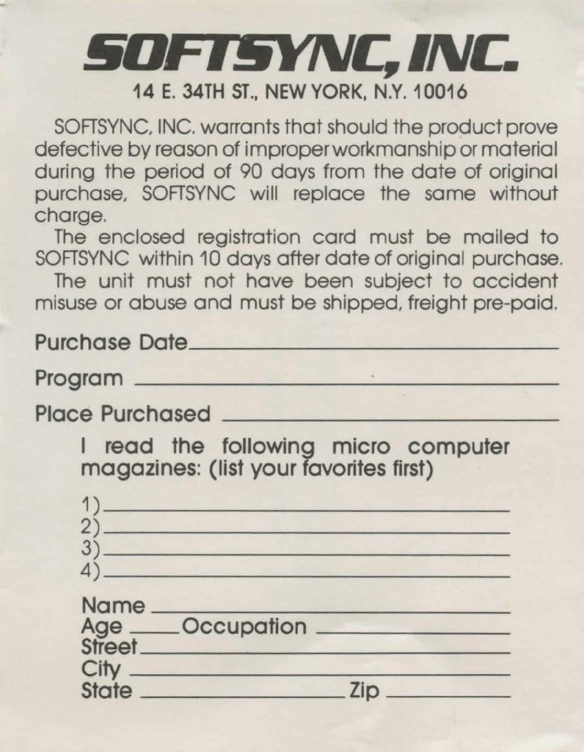# SOFTSYNC, INC.

**14 E. 34TH ST., NEW YORK, N.Y. 10016**

SOFTSYNC, INC. warrants that should the product prove defective by reason of improper workmanship or material during the period of 90 days from the date of original purchase, SOFTSYNC will replace the same without charge.

The enclosed registration card must be mailed to SOFTSYNC within 10 days after date of original purchase.

The unit must not have been subject to accident misuse or abuse and must be shipped, freight pre-paid.

Purchase Date________________________________

Program ____________________________________

Place Purchased ______________________________

I read the following micro computer magazines: (list your favorites first)

1)________________________________
2)________________________________
3)________________________________
4)________________________________

Name ______________________________
Age ____Occupation __________________
Street______________________________
City _______________________________
State ________________ Zip __________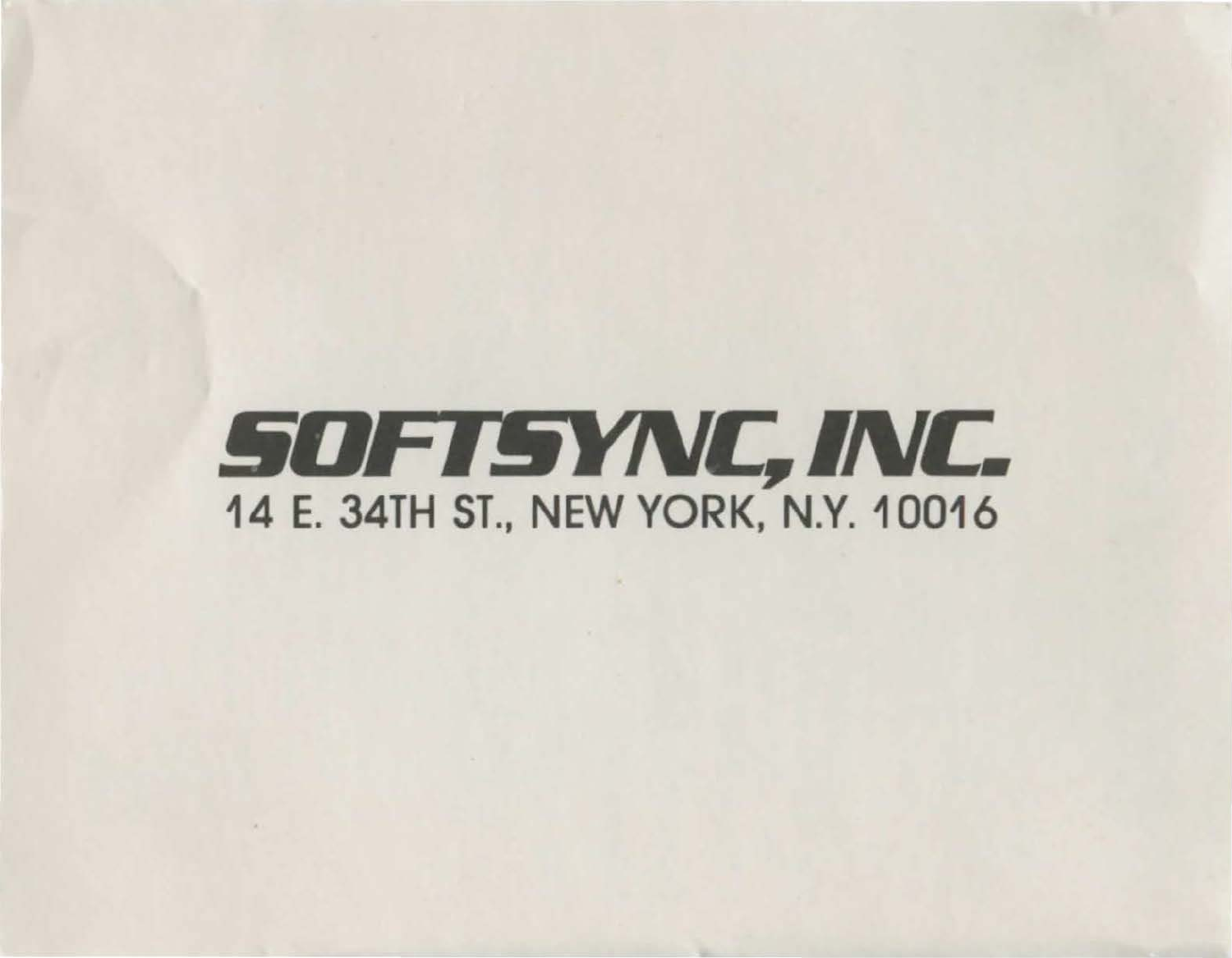# SOFTSYNC, INC.

14 E. 34TH ST., NEW YORK, N.Y. 10016